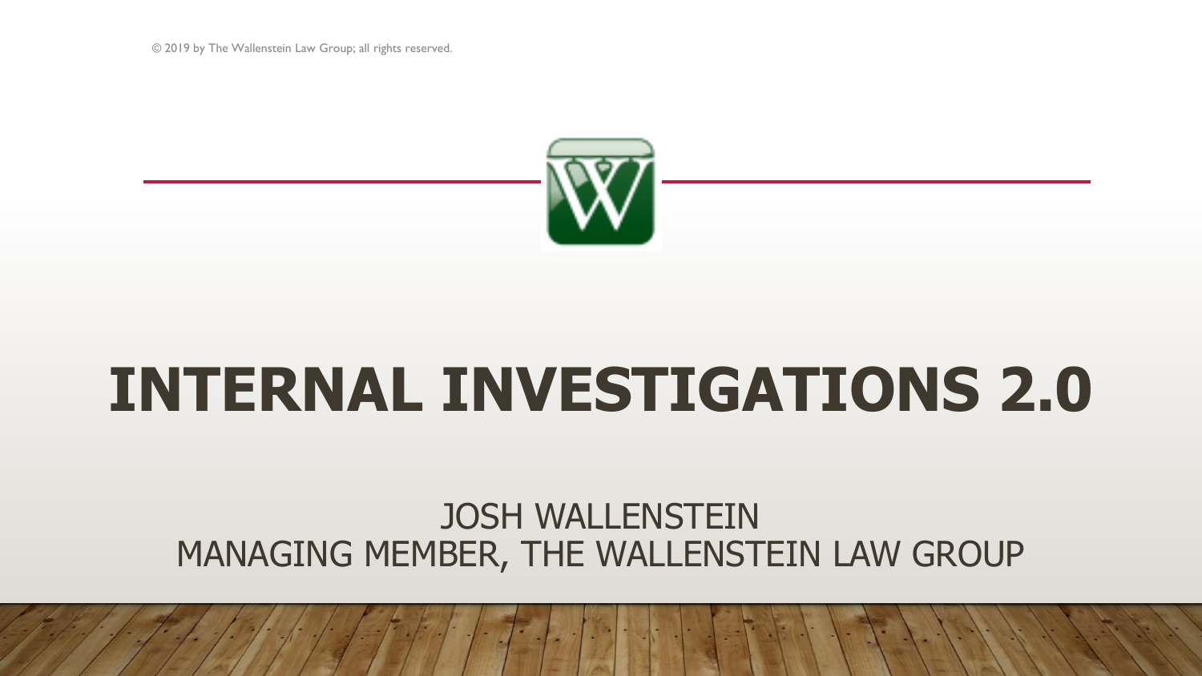© 2019 by The Wallenstein Law Group; all rights reserved.

# INTERNAL INVESTIGATIONS 2.0

JOSH WALLENSTEIN
MANAGING MEMBER, THE WALLENSTEIN LAW GROUP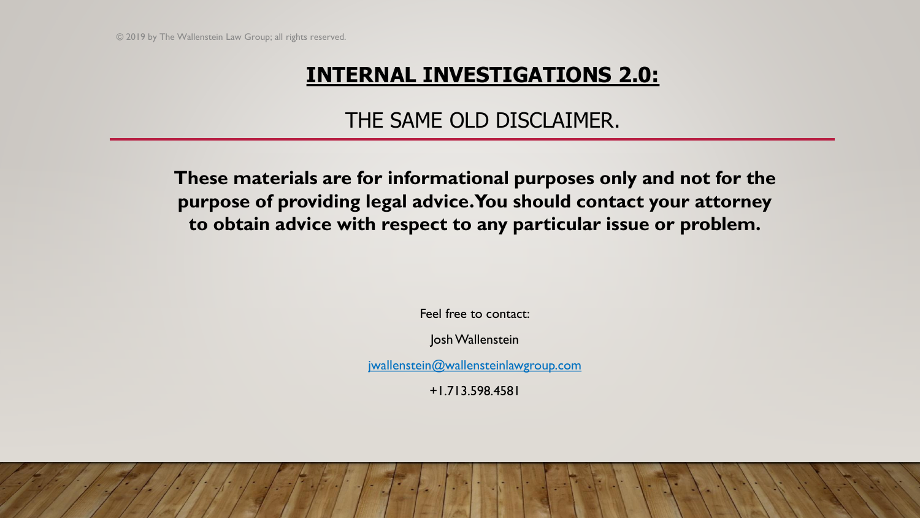© 2019 by The Wallenstein Law Group; all rights reserved.

# INTERNAL INVESTIGATIONS 2.0:

## THE SAME OLD DISCLAIMER.

**These materials are for informational purposes only and not for the purpose of providing legal advice. You should contact your attorney to obtain advice with respect to any particular issue or problem.**

Feel free to contact:

Josh Wallenstein

jwallenstein@wallensteinlawgroup.com

+1.713.598.4581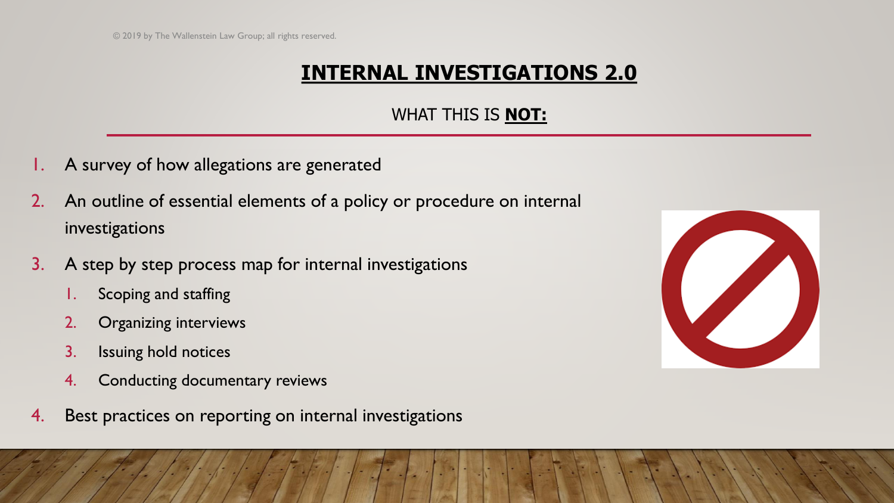© 2019 by The Wallenstein Law Group; all rights reserved.

# INTERNAL INVESTIGATIONS 2.0

## WHAT THIS IS **NOT:**

1. A survey of how allegations are generated
2. An outline of essential elements of a policy or procedure on internal investigations
3. A step by step process map for internal investigations
   1. Scoping and staffing
   2. Organizing interviews
   3. Issuing hold notices
   4. Conducting documentary reviews
4. Best practices on reporting on internal investigations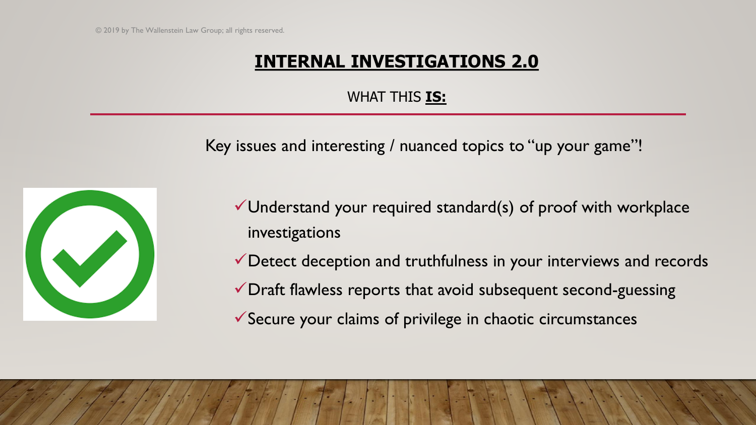© 2019 by The Wallenstein Law Group; all rights reserved.

# INTERNAL INVESTIGATIONS 2.0

## WHAT THIS **IS:**

Key issues and interesting / nuanced topics to "up your game"!

- ✓ Understand your required standard(s) of proof with workplace investigations
- ✓ Detect deception and truthfulness in your interviews and records
- ✓ Draft flawless reports that avoid subsequent second-guessing
- ✓ Secure your claims of privilege in chaotic circumstances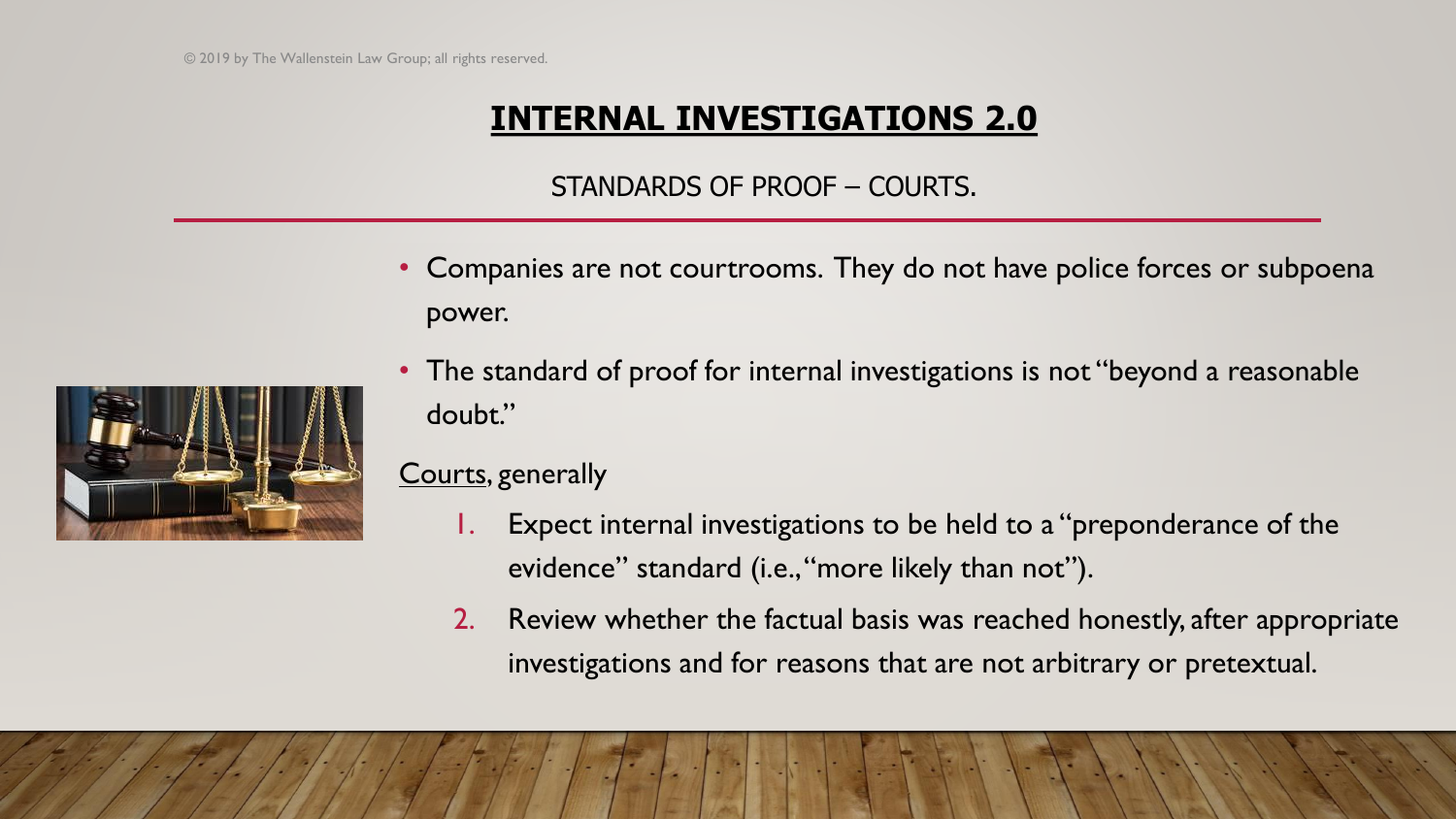# INTERNAL INVESTIGATIONS 2.0

## STANDARDS OF PROOF – COURTS.

- Companies are not courtrooms. They do not have police forces or subpoena power.
- The standard of proof for internal investigations is not "beyond a reasonable doubt."

Courts, generally

1. Expect internal investigations to be held to a "preponderance of the evidence" standard (i.e., "more likely than not").
2. Review whether the factual basis was reached honestly, after appropriate investigations and for reasons that are not arbitrary or pretextual.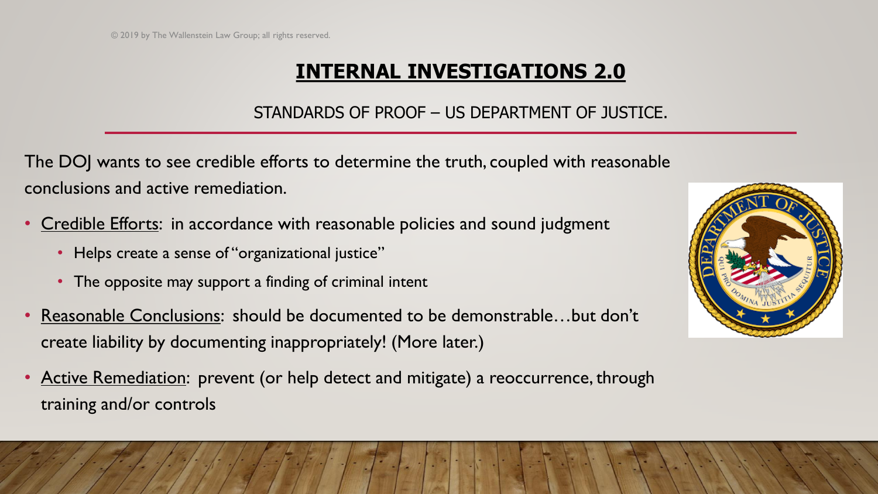© 2019 by The Wallenstein Law Group; all rights reserved.

# INTERNAL INVESTIGATIONS 2.0

## STANDARDS OF PROOF – US DEPARTMENT OF JUSTICE.

The DOJ wants to see credible efforts to determine the truth, coupled with reasonable conclusions and active remediation.

- Credible Efforts: in accordance with reasonable policies and sound judgment
  - Helps create a sense of "organizational justice"
  - The opposite may support a finding of criminal intent
- Reasonable Conclusions: should be documented to be demonstrable…but don't create liability by documenting inappropriately! (More later.)
- Active Remediation: prevent (or help detect and mitigate) a reoccurrence, through training and/or controls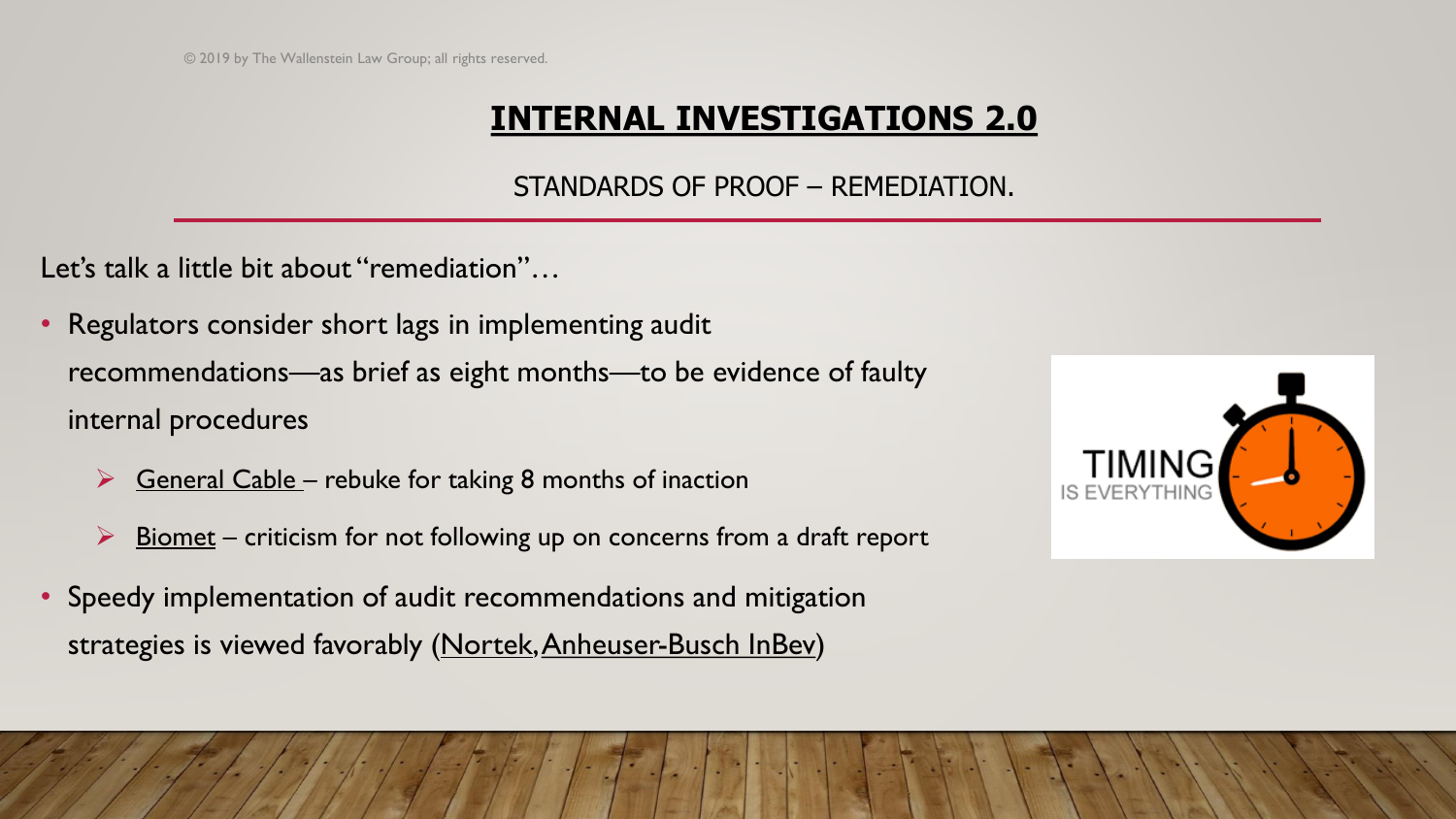# INTERNAL INVESTIGATIONS 2.0

STANDARDS OF PROOF – REMEDIATION.

Let's talk a little bit about "remediation"…

- Regulators consider short lags in implementing audit recommendations—as brief as eight months—to be evidence of faulty internal procedures
  - General Cable – rebuke for taking 8 months of inaction
  - Biomet – criticism for not following up on concerns from a draft report
- Speedy implementation of audit recommendations and mitigation strategies is viewed favorably (Nortek, Anheuser-Busch InBev)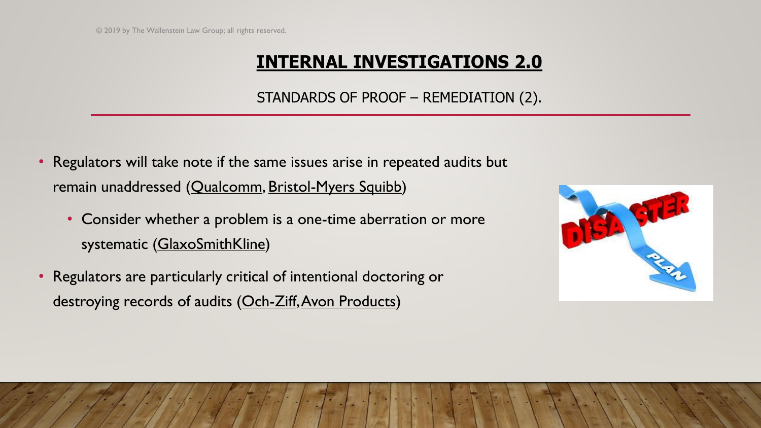© 2019 by The Wallenstein Law Group; all rights reserved.

# INTERNAL INVESTIGATIONS 2.0

## STANDARDS OF PROOF – REMEDIATION (2).

- Regulators will take note if the same issues arise in repeated audits but remain unaddressed (Qualcomm, Bristol-Myers Squibb)
  - Consider whether a problem is a one-time aberration or more systematic (GlaxoSmithKline)
- Regulators are particularly critical of intentional doctoring or destroying records of audits (Och-Ziff, Avon Products)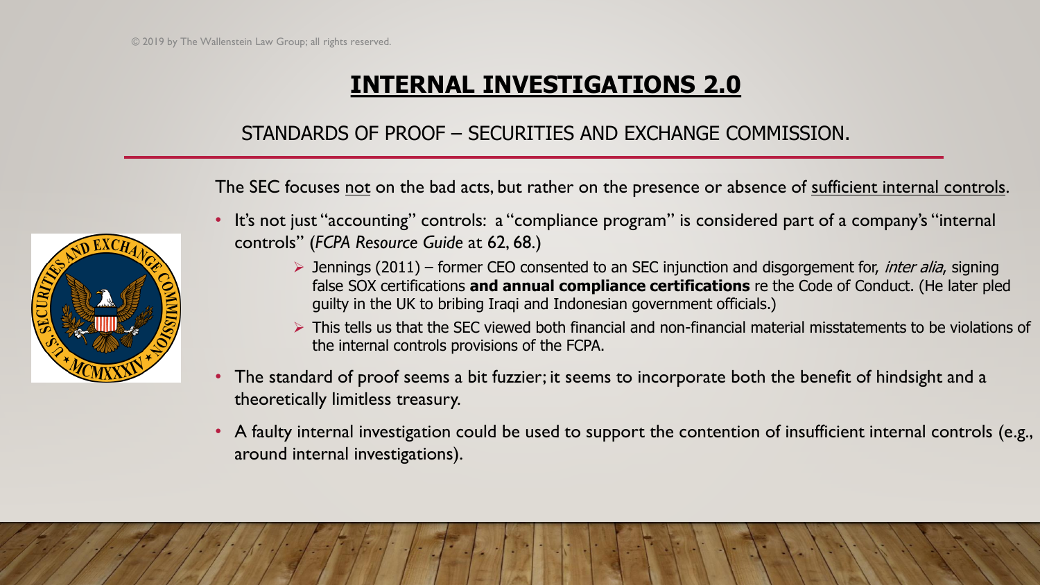# INTERNAL INVESTIGATIONS 2.0

## STANDARDS OF PROOF – SECURITIES AND EXCHANGE COMMISSION.

The SEC focuses not on the bad acts, but rather on the presence or absence of sufficient internal controls.

- It's not just "accounting" controls: a "compliance program" is considered part of a company's "internal controls" (*FCPA Resource Guide* at 62, 68.)
  - Jennings (2011) – former CEO consented to an SEC injunction and disgorgement for, *inter alia*, signing false SOX certifications **and annual compliance certifications** re the Code of Conduct. (He later pled guilty in the UK to bribing Iraqi and Indonesian government officials.)
  - This tells us that the SEC viewed both financial and non-financial material misstatements to be violations of the internal controls provisions of the FCPA.
- The standard of proof seems a bit fuzzier; it seems to incorporate both the benefit of hindsight and a theoretically limitless treasury.
- A faulty internal investigation could be used to support the contention of insufficient internal controls (e.g., around internal investigations).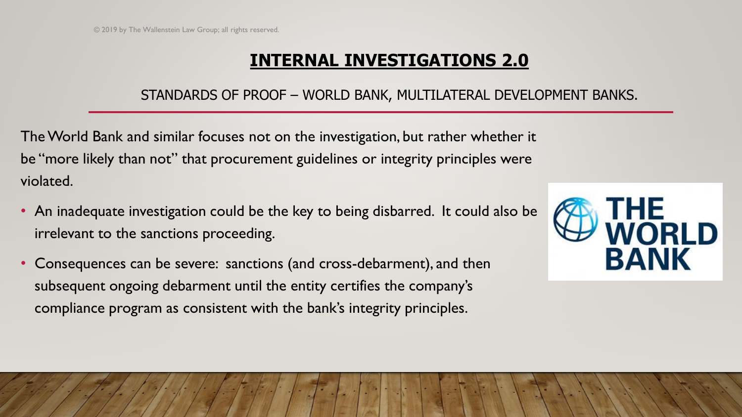# INTERNAL INVESTIGATIONS 2.0

## STANDARDS OF PROOF – WORLD BANK, MULTILATERAL DEVELOPMENT BANKS.

The World Bank and similar focuses not on the investigation, but rather whether it be "more likely than not" that procurement guidelines or integrity principles were violated.

- An inadequate investigation could be the key to being disbarred. It could also be irrelevant to the sanctions proceeding.
- Consequences can be severe: sanctions (and cross-debarment), and then subsequent ongoing debarment until the entity certifies the company's compliance program as consistent with the bank's integrity principles.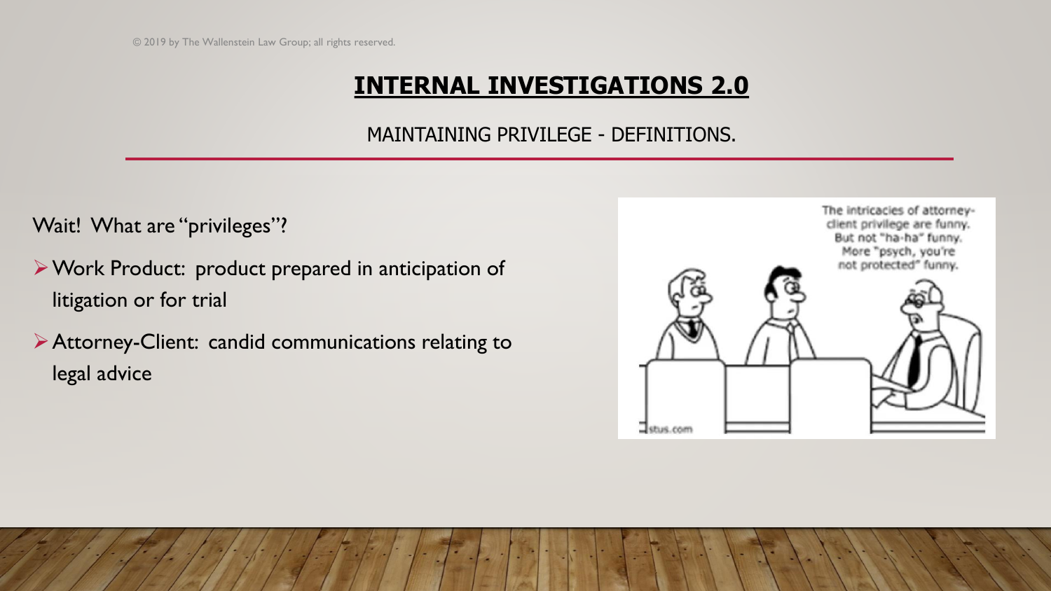# INTERNAL INVESTIGATIONS 2.0

MAINTAINING PRIVILEGE - DEFINITIONS.

Wait! What are "privileges"?

- Work Product: product prepared in anticipation of litigation or for trial
- Attorney-Client: candid communications relating to legal advice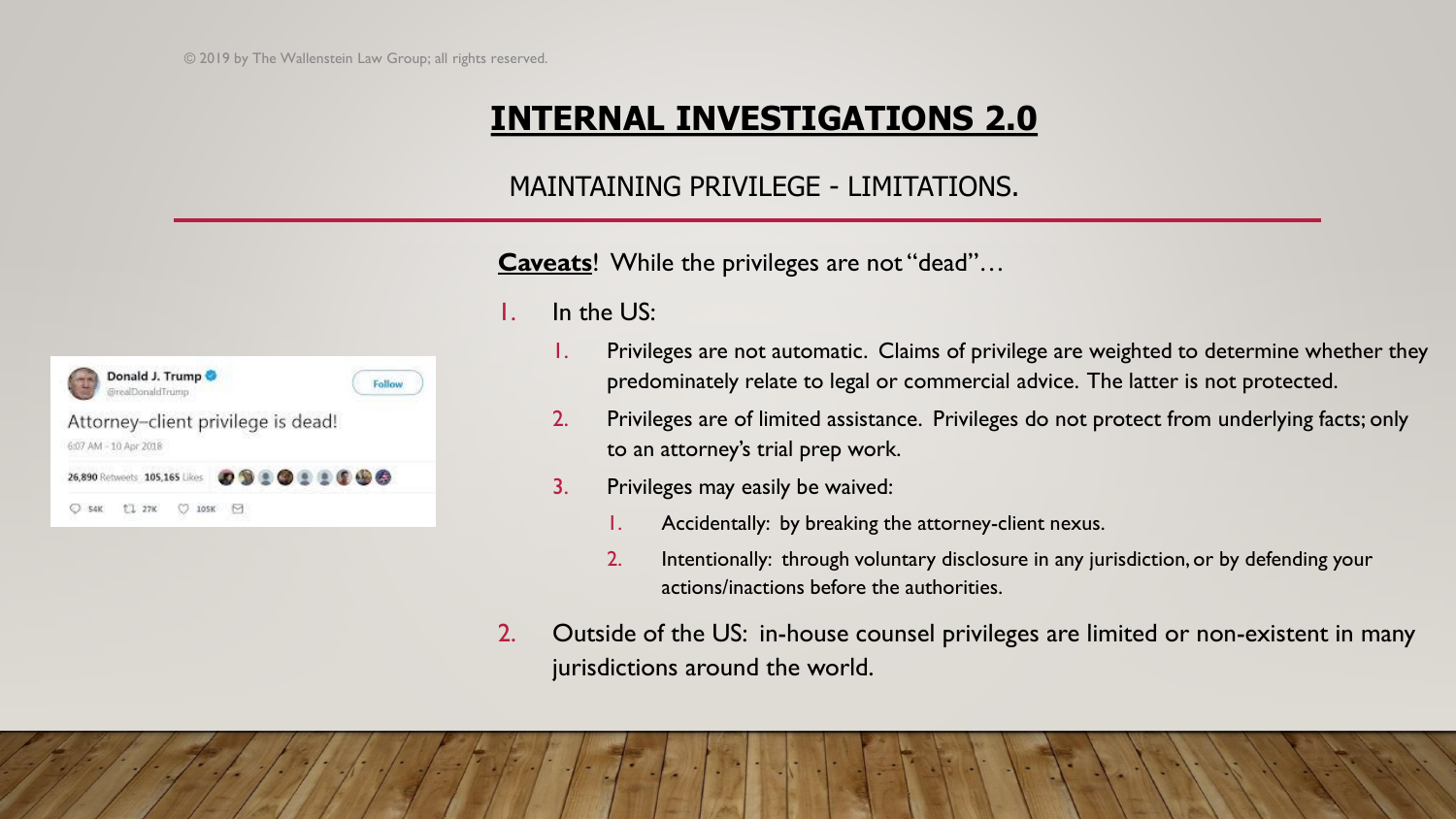© 2019 by The Wallenstein Law Group; all rights reserved.

# INTERNAL INVESTIGATIONS 2.0

## MAINTAINING PRIVILEGE - LIMITATIONS.

Donald J. Trump
@realDonaldTrump

Attorney–client privilege is dead!

6:07 AM - 10 Apr 2018

26,890 Retweets 105,165 Likes

**Caveats**! While the privileges are not "dead"…

1. In the US:
   1. Privileges are not automatic. Claims of privilege are weighted to determine whether they predominately relate to legal or commercial advice. The latter is not protected.
   2. Privileges are of limited assistance. Privileges do not protect from underlying facts; only to an attorney's trial prep work.
   3. Privileges may easily be waived:
      1. Accidentally: by breaking the attorney-client nexus.
      2. Intentionally: through voluntary disclosure in any jurisdiction, or by defending your actions/inactions before the authorities.
2. Outside of the US: in-house counsel privileges are limited or non-existent in many jurisdictions around the world.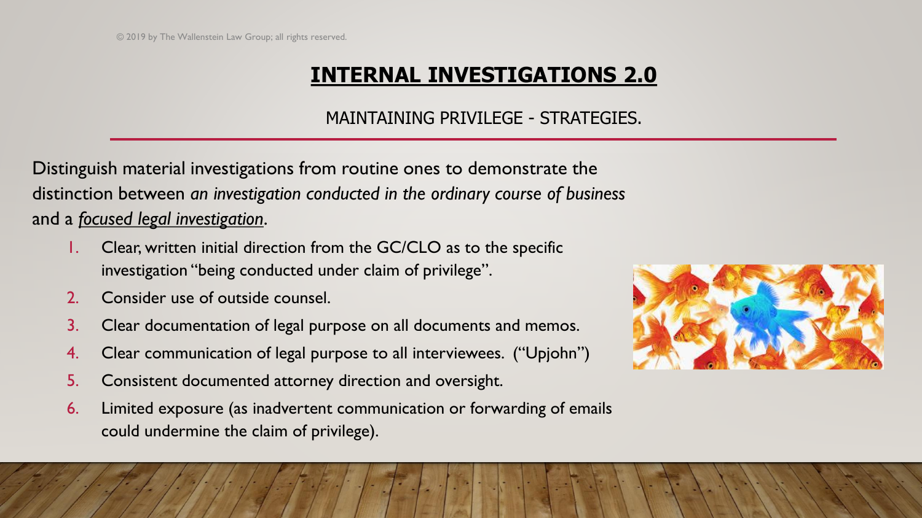# INTERNAL INVESTIGATIONS 2.0

## MAINTAINING PRIVILEGE - STRATEGIES.

Distinguish material investigations from routine ones to demonstrate the distinction between *an investigation conducted in the ordinary course of business* and a ***focused legal investigation***.

1. Clear, written initial direction from the GC/CLO as to the specific investigation "being conducted under claim of privilege".
2. Consider use of outside counsel.
3. Clear documentation of legal purpose on all documents and memos.
4. Clear communication of legal purpose to all interviewees. ("Upjohn")
5. Consistent documented attorney direction and oversight.
6. Limited exposure (as inadvertent communication or forwarding of emails could undermine the claim of privilege).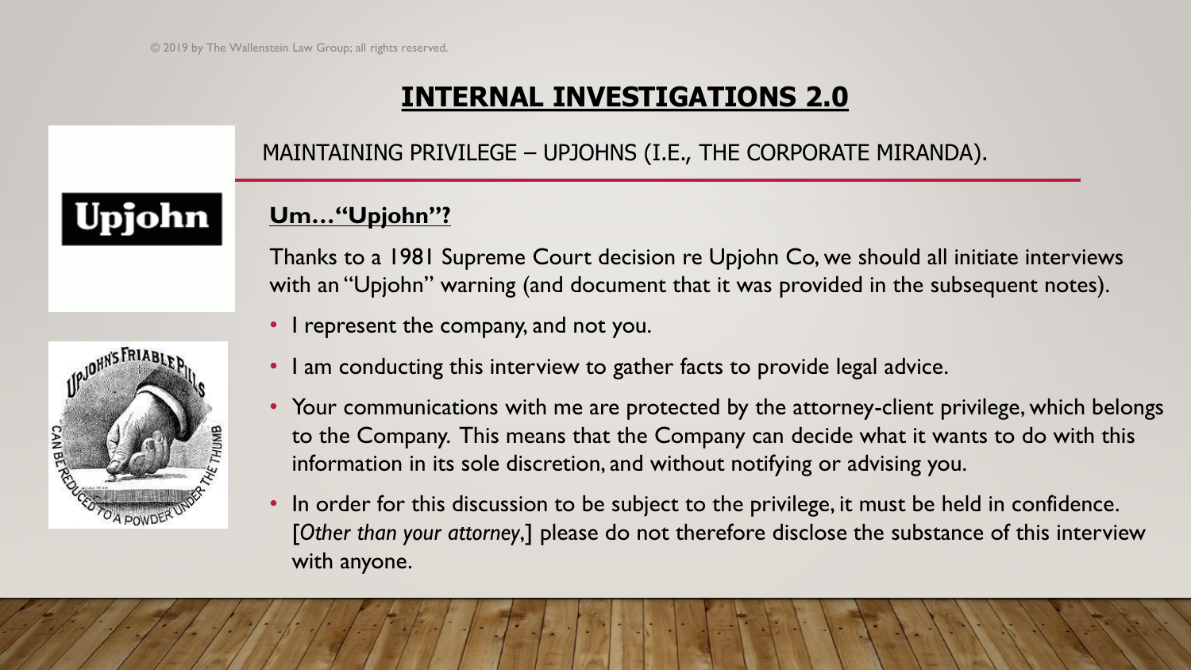© 2019 by The Wallenstein Law Group; all rights reserved.

# INTERNAL INVESTIGATIONS 2.0

## MAINTAINING PRIVILEGE – UPJOHNS (I.E., THE CORPORATE MIRANDA).

### Um…"Upjohn"?

Thanks to a 1981 Supreme Court decision re Upjohn Co, we should all initiate interviews with an "Upjohn" warning (and document that it was provided in the subsequent notes).

- I represent the company, and not you.
- I am conducting this interview to gather facts to provide legal advice.
- Your communications with me are protected by the attorney-client privilege, which belongs to the Company. This means that the Company can decide what it wants to do with this information in its sole discretion, and without notifying or advising you.
- In order for this discussion to be subject to the privilege, it must be held in confidence. [*Other than your attorney*,] please do not therefore disclose the substance of this interview with anyone.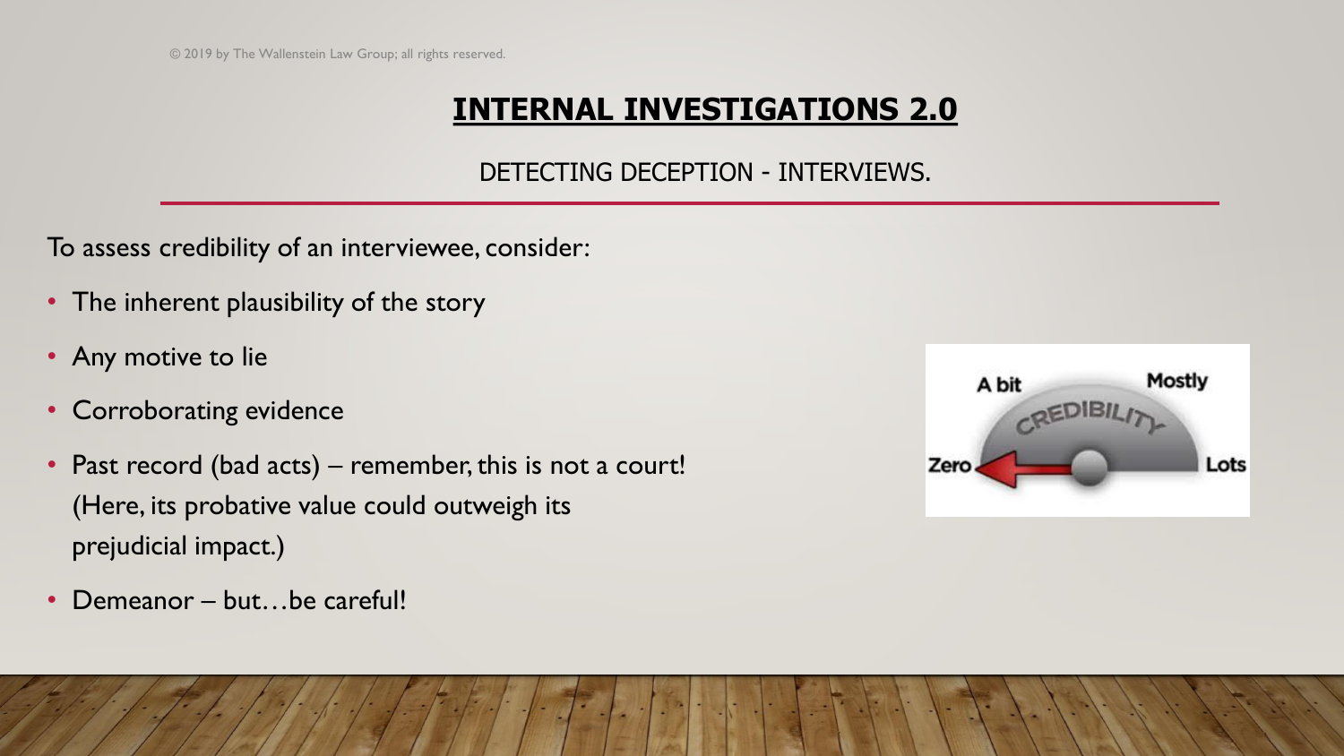# INTERNAL INVESTIGATIONS 2.0

DETECTING DECEPTION - INTERVIEWS.

To assess credibility of an interviewee, consider:

- The inherent plausibility of the story
- Any motive to lie
- Corroborating evidence
- Past record (bad acts) – remember, this is not a court! (Here, its probative value could outweigh its prejudicial impact.)
- Demeanor – but…be careful!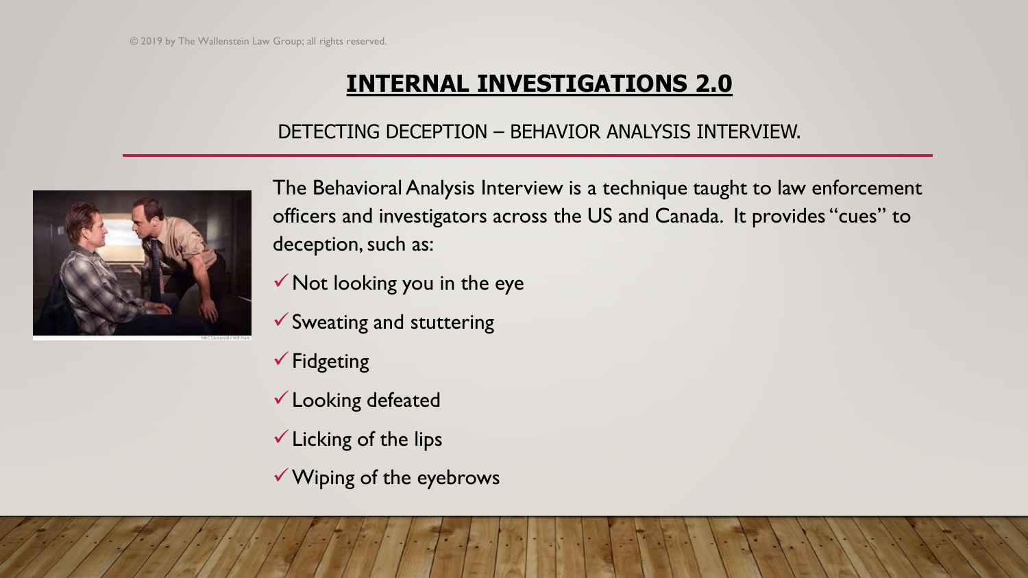# INTERNAL INVESTIGATIONS 2.0

## DETECTING DECEPTION – BEHAVIOR ANALYSIS INTERVIEW.

The Behavioral Analysis Interview is a technique taught to law enforcement officers and investigators across the US and Canada. It provides "cues" to deception, such as:

- ✓ Not looking you in the eye
- ✓ Sweating and stuttering
- ✓ Fidgeting
- ✓ Looking defeated
- ✓ Licking of the lips
- ✓ Wiping of the eyebrows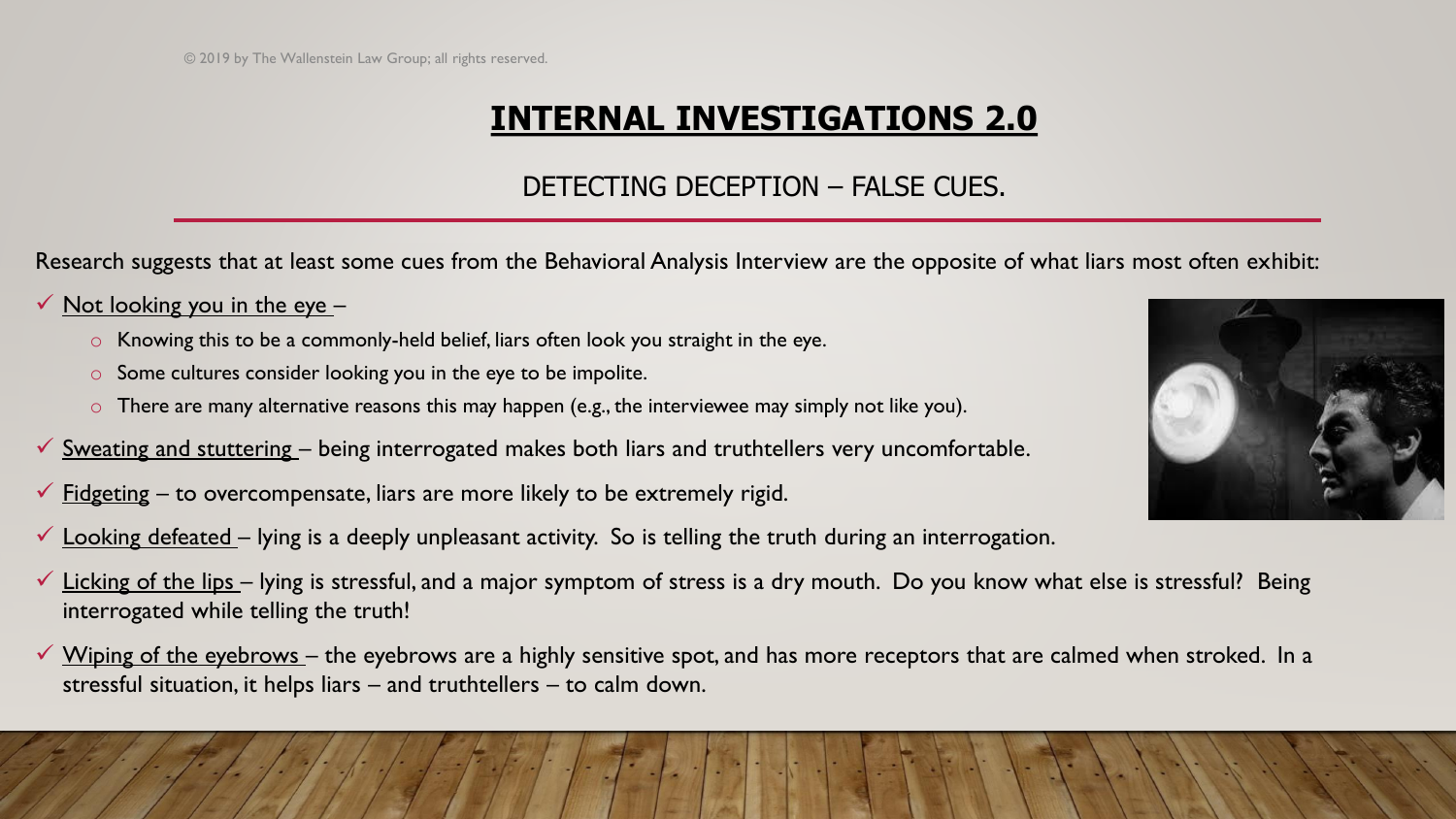© 2019 by The Wallenstein Law Group; all rights reserved.

# INTERNAL INVESTIGATIONS 2.0

## DETECTING DECEPTION – FALSE CUES.

Research suggests that at least some cues from the Behavioral Analysis Interview are the opposite of what liars most often exhibit:

- Not looking you in the eye –
  - Knowing this to be a commonly-held belief, liars often look you straight in the eye.
  - Some cultures consider looking you in the eye to be impolite.
  - There are many alternative reasons this may happen (e.g., the interviewee may simply not like you).
- Sweating and stuttering – being interrogated makes both liars and truthtellers very uncomfortable.
- Fidgeting – to overcompensate, liars are more likely to be extremely rigid.
- Looking defeated – lying is a deeply unpleasant activity. So is telling the truth during an interrogation.
- Licking of the lips – lying is stressful, and a major symptom of stress is a dry mouth. Do you know what else is stressful? Being interrogated while telling the truth!
- Wiping of the eyebrows – the eyebrows are a highly sensitive spot, and has more receptors that are calmed when stroked. In a stressful situation, it helps liars – and truthtellers – to calm down.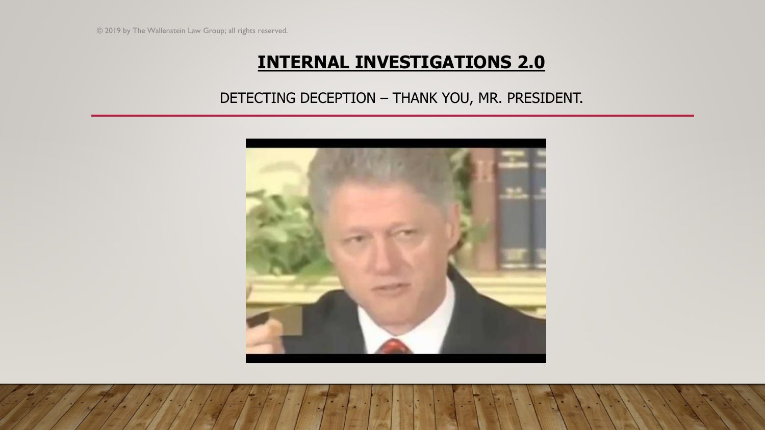# INTERNAL INVESTIGATIONS 2.0

DETECTING DECEPTION – THANK YOU, MR. PRESIDENT.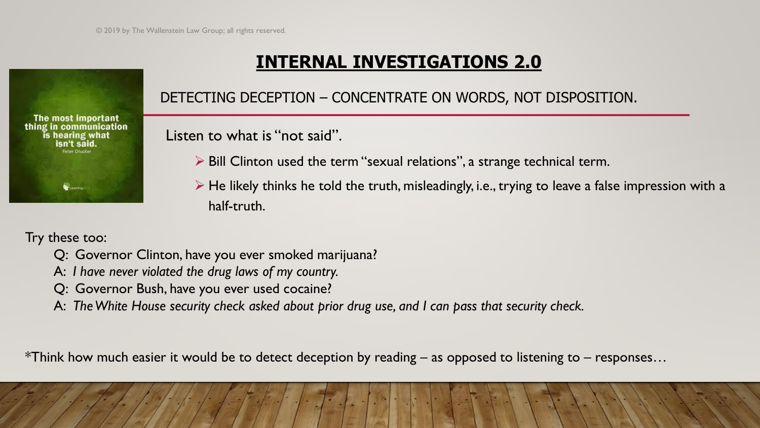© 2019 by The Wallenstein Law Group; all rights reserved.

# INTERNAL INVESTIGATIONS 2.0

The most important thing in communication is hearing what isn't said.
Peter Drucker

## DETECTING DECEPTION – CONCENTRATE ON WORDS, NOT DISPOSITION.

Listen to what is "not said".

- Bill Clinton used the term "sexual relations", a strange technical term.
- He likely thinks he told the truth, misleadingly, i.e., trying to leave a false impression with a half-truth.

Try these too:

Q: Governor Clinton, have you ever smoked marijuana?
A: *I have never violated the drug laws of my country.*
Q: Governor Bush, have you ever used cocaine?
A: *The White House security check asked about prior drug use, and I can pass that security check.*

*Think how much easier it would be to detect deception by reading – as opposed to listening to – responses…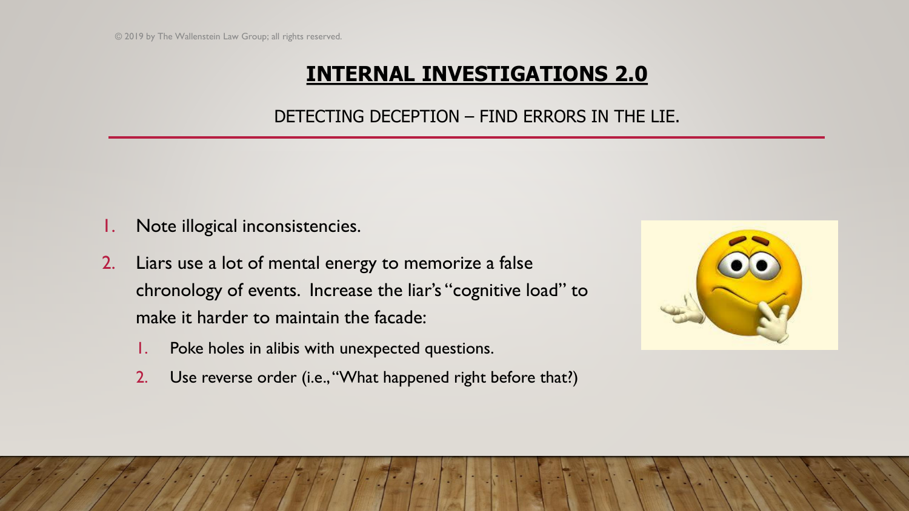© 2019 by The Wallenstein Law Group; all rights reserved.

# INTERNAL INVESTIGATIONS 2.0

## DETECTING DECEPTION – FIND ERRORS IN THE LIE.

1. Note illogical inconsistencies.
2. Liars use a lot of mental energy to memorize a false chronology of events. Increase the liar's "cognitive load" to make it harder to maintain the facade:
   1. Poke holes in alibis with unexpected questions.
   2. Use reverse order (i.e., "What happened right before that?)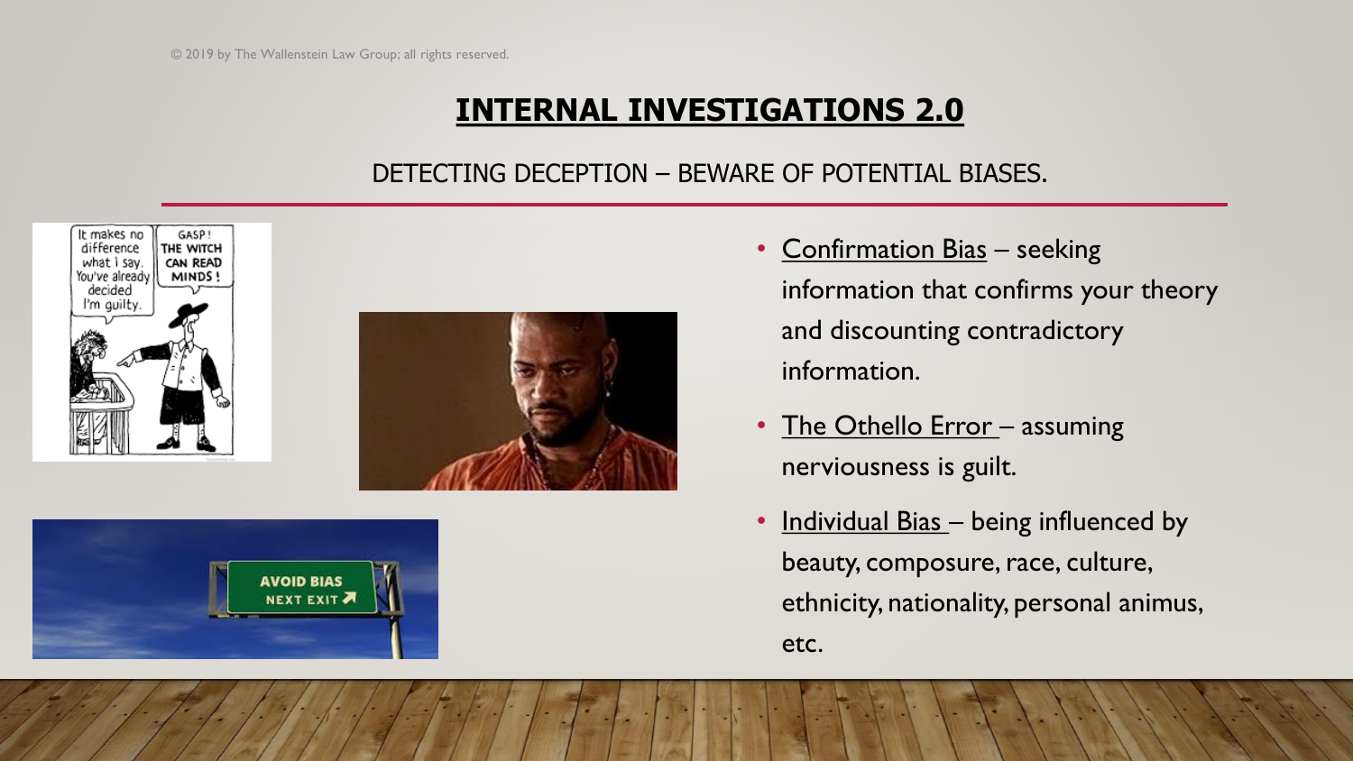# INTERNAL INVESTIGATIONS 2.0

## DETECTING DECEPTION – BEWARE OF POTENTIAL BIASES.

- Confirmation Bias – seeking information that confirms your theory and discounting contradictory information.
- The Othello Error – assuming nerviousness is guilt.
- Individual Bias – being influenced by beauty, composure, race, culture, ethnicity, nationality, personal animus, etc.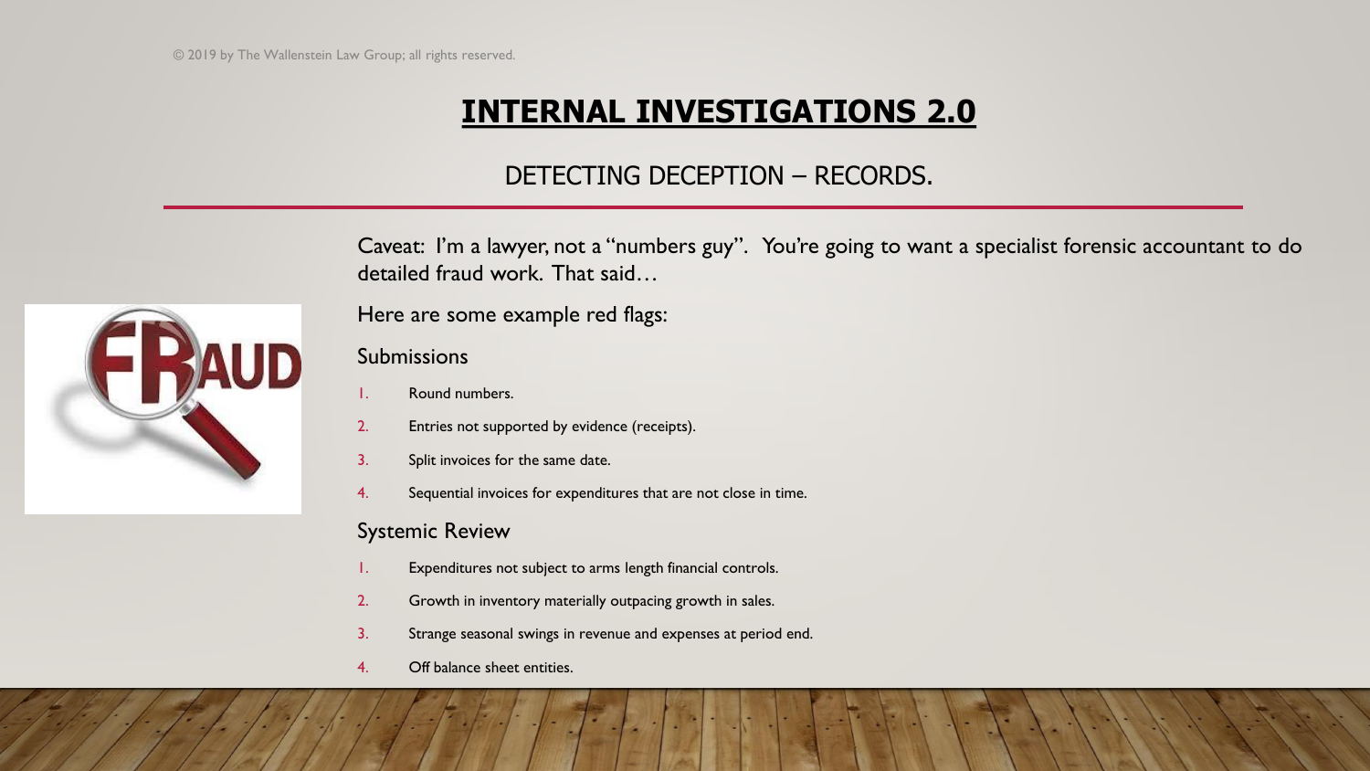# INTERNAL INVESTIGATIONS 2.0

## DETECTING DECEPTION – RECORDS.

Caveat: I'm a lawyer, not a "numbers guy". You're going to want a specialist forensic accountant to do detailed fraud work. That said…

Here are some example red flags:

### Submissions

1. Round numbers.
2. Entries not supported by evidence (receipts).
3. Split invoices for the same date.
4. Sequential invoices for expenditures that are not close in time.

### Systemic Review

1. Expenditures not subject to arms length financial controls.
2. Growth in inventory materially outpacing growth in sales.
3. Strange seasonal swings in revenue and expenses at period end.
4. Off balance sheet entities.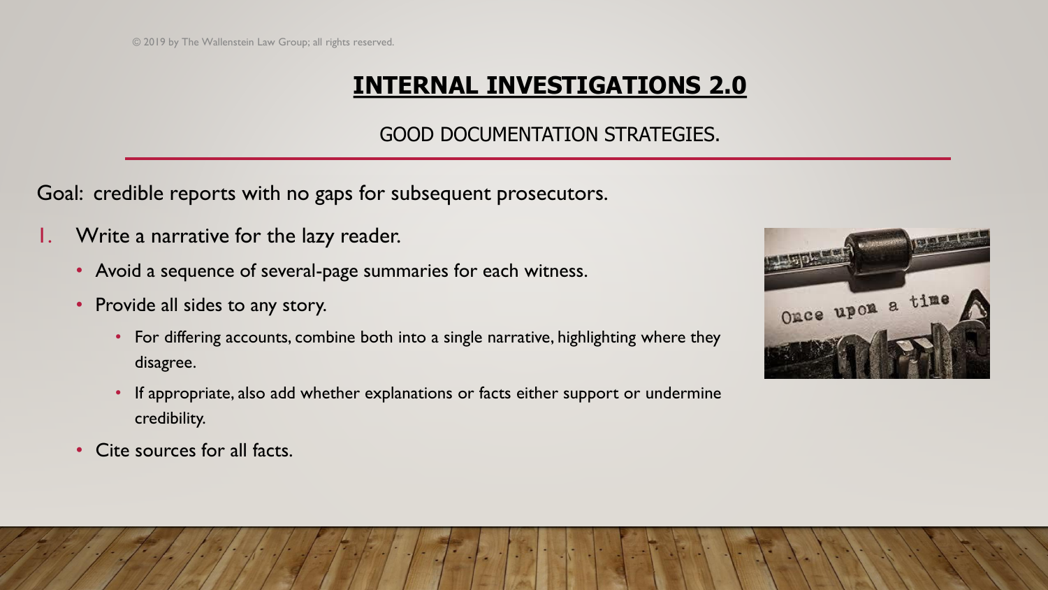# INTERNAL INVESTIGATIONS 2.0

GOOD DOCUMENTATION STRATEGIES.

Goal: credible reports with no gaps for subsequent prosecutors.

1. Write a narrative for the lazy reader.
   - Avoid a sequence of several-page summaries for each witness.
   - Provide all sides to any story.
     - For differing accounts, combine both into a single narrative, highlighting where they disagree.
     - If appropriate, also add whether explanations or facts either support or undermine credibility.
   - Cite sources for all facts.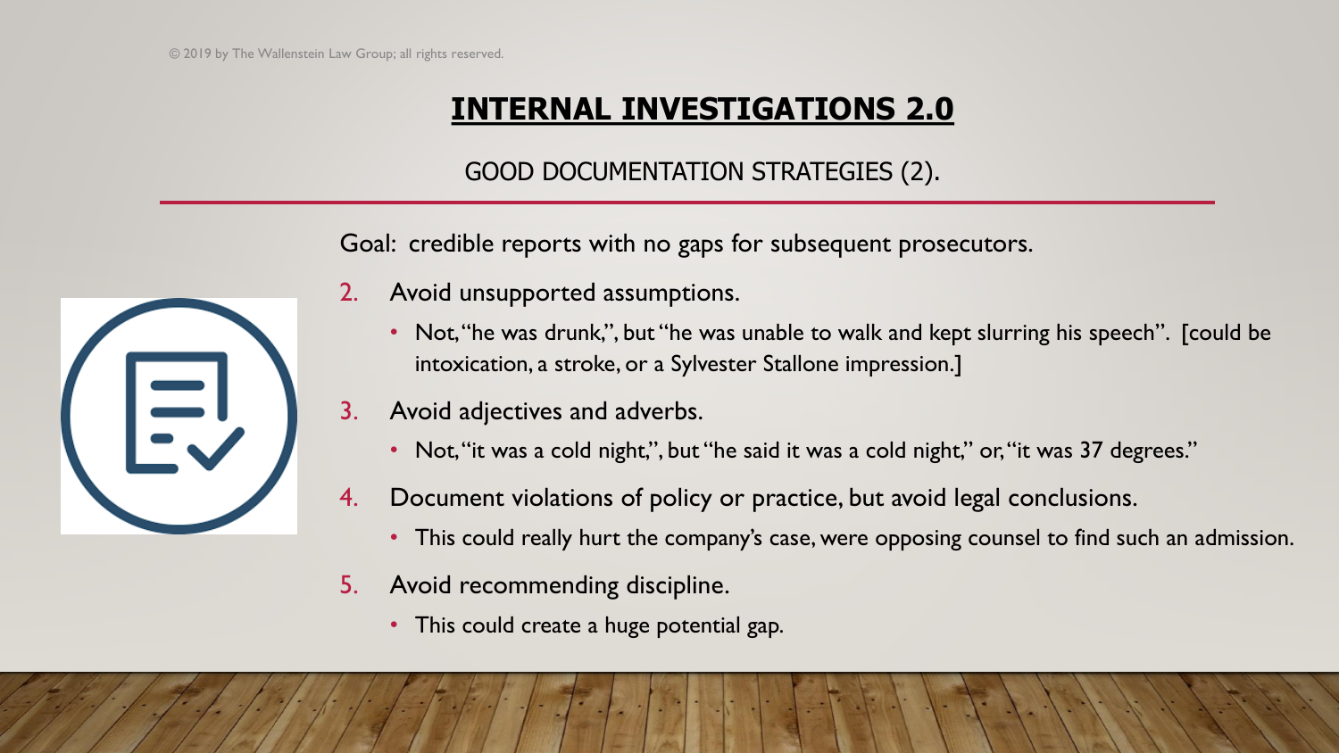© 2019 by The Wallenstein Law Group; all rights reserved.

# INTERNAL INVESTIGATIONS 2.0

## GOOD DOCUMENTATION STRATEGIES (2).

Goal: credible reports with no gaps for subsequent prosecutors.

2. Avoid unsupported assumptions.
   - Not, "he was drunk,", but "he was unable to walk and kept slurring his speech". [could be intoxication, a stroke, or a Sylvester Stallone impression.]
3. Avoid adjectives and adverbs.
   - Not, "it was a cold night,", but "he said it was a cold night," or, "it was 37 degrees."
4. Document violations of policy or practice, but avoid legal conclusions.
   - This could really hurt the company's case, were opposing counsel to find such an admission.
5. Avoid recommending discipline.
   - This could create a huge potential gap.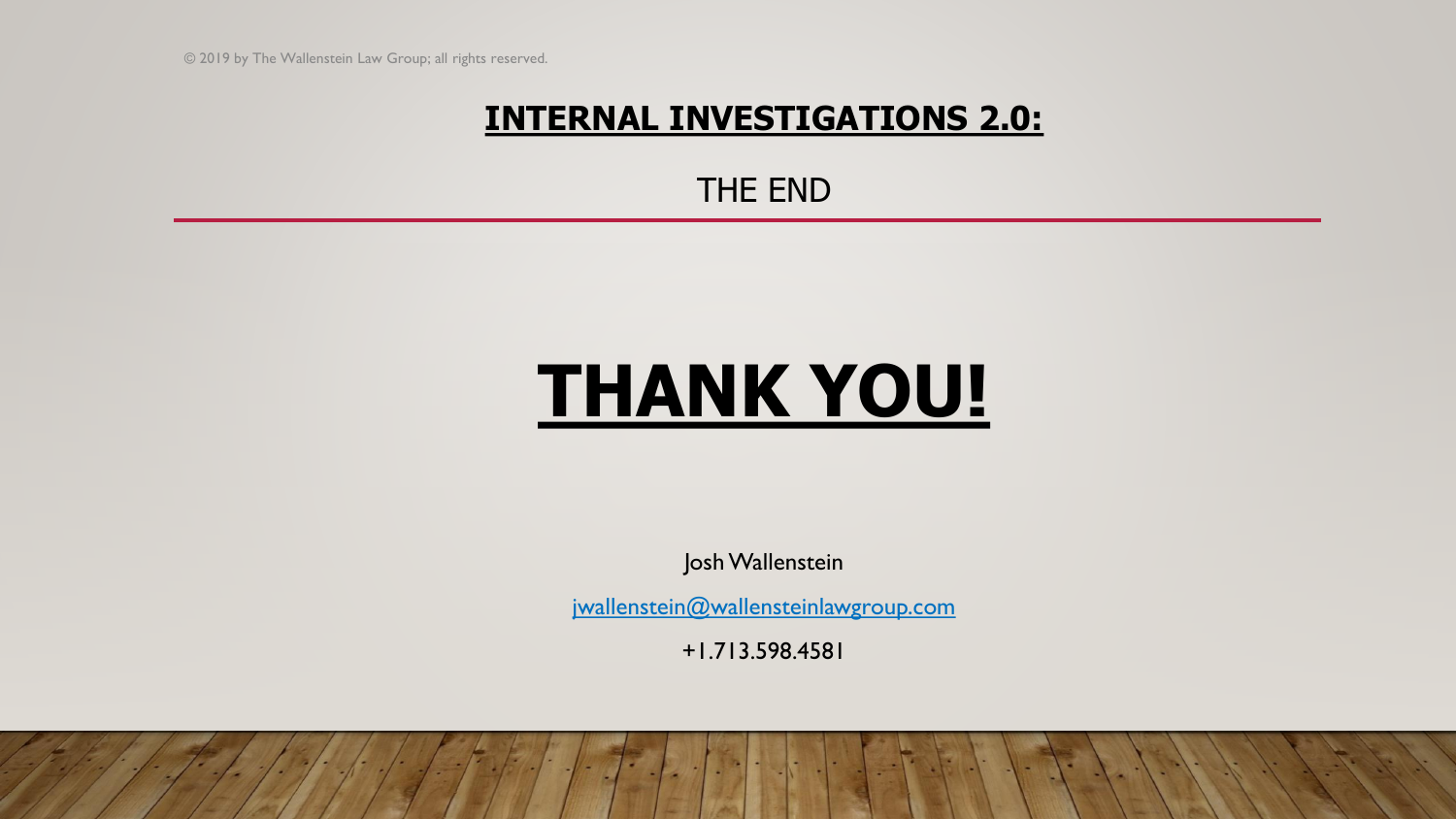© 2019 by The Wallenstein Law Group; all rights reserved.

# INTERNAL INVESTIGATIONS 2.0:

THE END

# THANK YOU!

Josh Wallenstein

jwallenstein@wallensteinlawgroup.com

+1.713.598.4581